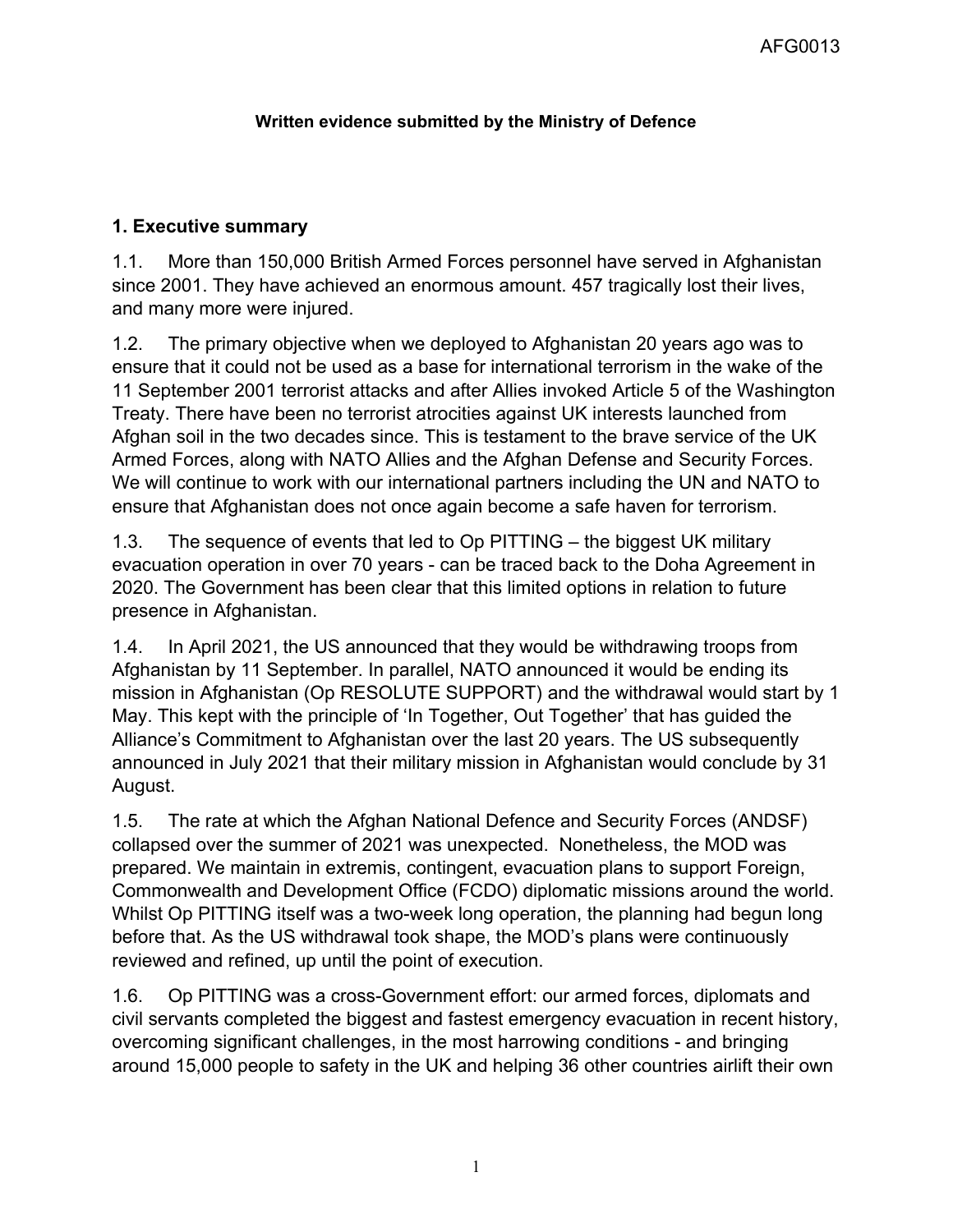**Written evidence submitted by the Ministry of Defence**

## 1. Executive summary

1.1. More than 150,000 British Armed Forces personnel have served in Afghanistan since 2001. They have achieved an enormous amount. 457 tragically lost their lives, and many more were injured.

1.2. The primary objective when we deployed to Afghanistan 20 years ago was to ensure that it could not be used as a base for international terrorism in the wake of the 11 September 2001 terrorist attacks and after Allies invoked Article 5 of the Washington Treaty. There have been no terrorist atrocities against UK interests launched from Afghan soil in the two decades since. This is testament to the brave service of the UK Armed Forces, along with NATO Allies and the Afghan Defense and Security Forces. We will continue to work with our international partners including the UN and NATO to ensure that Afghanistan does not once again become a safe haven for terrorism.

1.3. The sequence of events that led to Op PITTING – the biggest UK military evacuation operation in over 70 years - can be traced back to the Doha Agreement in 2020. The Government has been clear that this limited options in relation to future presence in Afghanistan.

1.4. In April 2021, the US announced that they would be withdrawing troops from Afghanistan by 11 September. In parallel, NATO announced it would be ending its mission in Afghanistan (Op RESOLUTE SUPPORT) and the withdrawal would start by 1 May. This kept with the principle of 'In Together, Out Together' that has guided the Alliance's Commitment to Afghanistan over the last 20 years. The US subsequently announced in July 2021 that their military mission in Afghanistan would conclude by 31 August.

1.5. The rate at which the Afghan National Defence and Security Forces (ANDSF) collapsed over the summer of 2021 was unexpected. Nonetheless, the MOD was prepared. We maintain in extremis, contingent, evacuation plans to support Foreign, Commonwealth and Development Office (FCDO) diplomatic missions around the world. Whilst Op PITTING itself was a two-week long operation, the planning had begun long before that. As the US withdrawal took shape, the MOD's plans were continuously reviewed and refined, up until the point of execution.

1.6. Op PITTING was a cross-Government effort: our armed forces, diplomats and civil servants completed the biggest and fastest emergency evacuation in recent history, overcoming significant challenges, in the most harrowing conditions - and bringing around 15,000 people to safety in the UK and helping 36 other countries airlift their own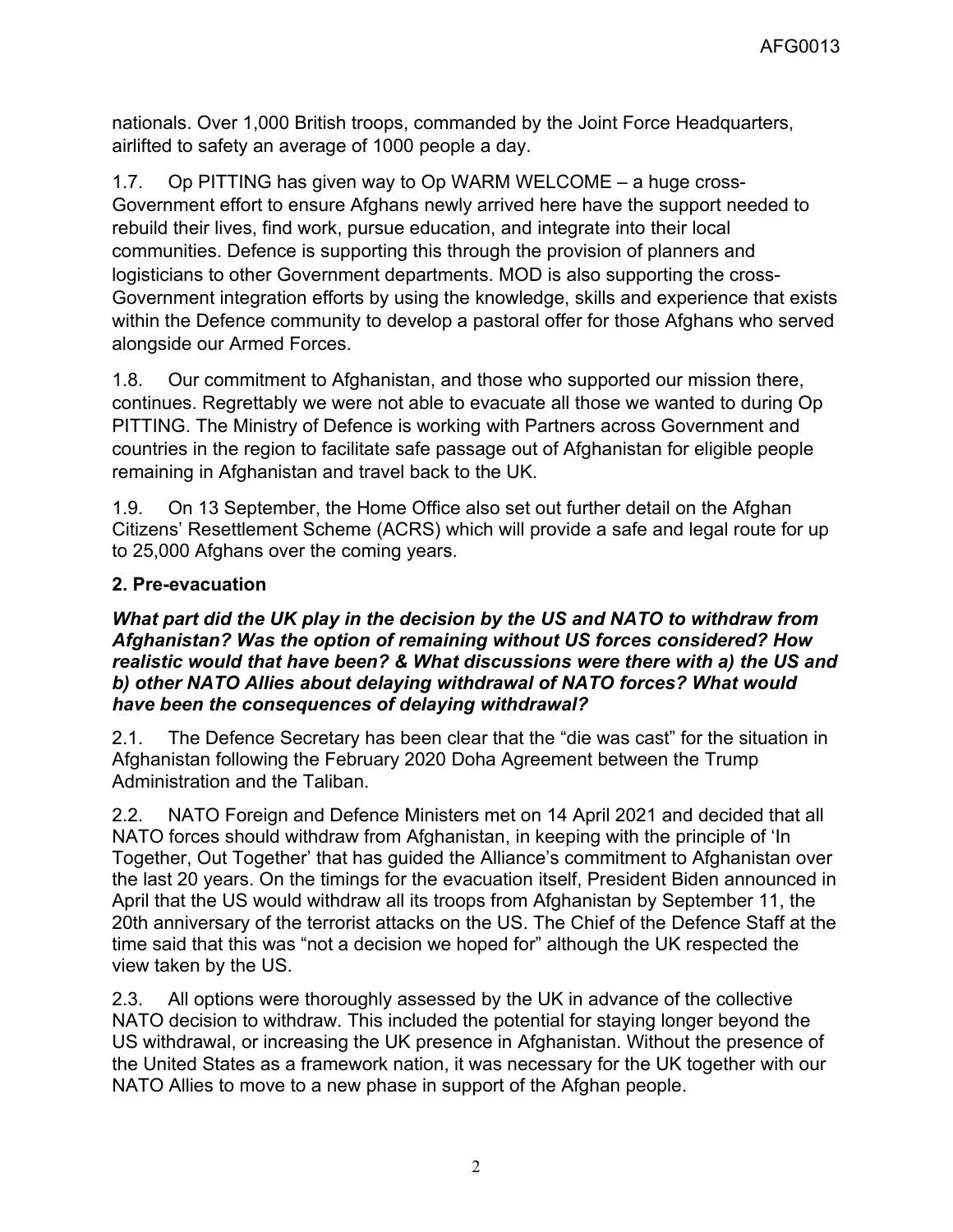nationals. Over 1,000 British troops, commanded by the Joint Force Headquarters, airlifted to safety an average of 1000 people a day.

1.7. Op PITTING has given way to Op WARM WELCOME – a huge cross-Government effort to ensure Afghans newly arrived here have the support needed to rebuild their lives, find work, pursue education, and integrate into their local communities. Defence is supporting this through the provision of planners and logisticians to other Government departments. MOD is also supporting the cross-Government integration efforts by using the knowledge, skills and experience that exists within the Defence community to develop a pastoral offer for those Afghans who served alongside our Armed Forces.

1.8. Our commitment to Afghanistan, and those who supported our mission there, continues. Regrettably we were not able to evacuate all those we wanted to during Op PITTING. The Ministry of Defence is working with Partners across Government and countries in the region to facilitate safe passage out of Afghanistan for eligible people remaining in Afghanistan and travel back to the UK.

1.9. On 13 September, the Home Office also set out further detail on the Afghan Citizens' Resettlement Scheme (ACRS) which will provide a safe and legal route for up to 25,000 Afghans over the coming years.

## 2. Pre-evacuation

***What part did the UK play in the decision by the US and NATO to withdraw from Afghanistan? Was the option of remaining without US forces considered? How realistic would that have been? & What discussions were there with a) the US and b) other NATO Allies about delaying withdrawal of NATO forces? What would have been the consequences of delaying withdrawal?***

2.1. The Defence Secretary has been clear that the "die was cast" for the situation in Afghanistan following the February 2020 Doha Agreement between the Trump Administration and the Taliban.

2.2. NATO Foreign and Defence Ministers met on 14 April 2021 and decided that all NATO forces should withdraw from Afghanistan, in keeping with the principle of 'In Together, Out Together' that has guided the Alliance's commitment to Afghanistan over the last 20 years. On the timings for the evacuation itself, President Biden announced in April that the US would withdraw all its troops from Afghanistan by September 11, the 20th anniversary of the terrorist attacks on the US. The Chief of the Defence Staff at the time said that this was "not a decision we hoped for" although the UK respected the view taken by the US.

2.3. All options were thoroughly assessed by the UK in advance of the collective NATO decision to withdraw. This included the potential for staying longer beyond the US withdrawal, or increasing the UK presence in Afghanistan. Without the presence of the United States as a framework nation, it was necessary for the UK together with our NATO Allies to move to a new phase in support of the Afghan people.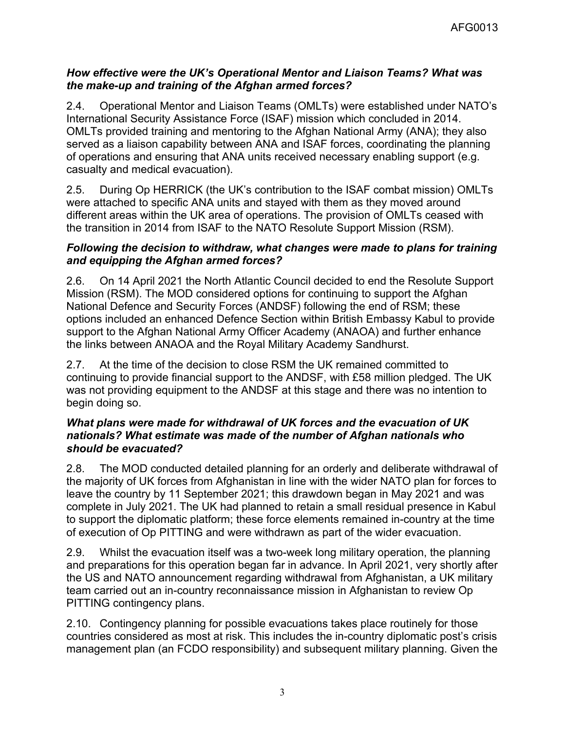***How effective were the UK's Operational Mentor and Liaison Teams? What was the make-up and training of the Afghan armed forces?***

2.4. Operational Mentor and Liaison Teams (OMLTs) were established under NATO's International Security Assistance Force (ISAF) mission which concluded in 2014. OMLTs provided training and mentoring to the Afghan National Army (ANA); they also served as a liaison capability between ANA and ISAF forces, coordinating the planning of operations and ensuring that ANA units received necessary enabling support (e.g. casualty and medical evacuation).

2.5. During Op HERRICK (the UK's contribution to the ISAF combat mission) OMLTs were attached to specific ANA units and stayed with them as they moved around different areas within the UK area of operations. The provision of OMLTs ceased with the transition in 2014 from ISAF to the NATO Resolute Support Mission (RSM).

***Following the decision to withdraw, what changes were made to plans for training and equipping the Afghan armed forces?***

2.6. On 14 April 2021 the North Atlantic Council decided to end the Resolute Support Mission (RSM). The MOD considered options for continuing to support the Afghan National Defence and Security Forces (ANDSF) following the end of RSM; these options included an enhanced Defence Section within British Embassy Kabul to provide support to the Afghan National Army Officer Academy (ANAOA) and further enhance the links between ANAOA and the Royal Military Academy Sandhurst.

2.7. At the time of the decision to close RSM the UK remained committed to continuing to provide financial support to the ANDSF, with £58 million pledged. The UK was not providing equipment to the ANDSF at this stage and there was no intention to begin doing so.

***What plans were made for withdrawal of UK forces and the evacuation of UK nationals? What estimate was made of the number of Afghan nationals who should be evacuated?***

2.8. The MOD conducted detailed planning for an orderly and deliberate withdrawal of the majority of UK forces from Afghanistan in line with the wider NATO plan for forces to leave the country by 11 September 2021; this drawdown began in May 2021 and was complete in July 2021. The UK had planned to retain a small residual presence in Kabul to support the diplomatic platform; these force elements remained in-country at the time of execution of Op PITTING and were withdrawn as part of the wider evacuation.

2.9. Whilst the evacuation itself was a two-week long military operation, the planning and preparations for this operation began far in advance. In April 2021, very shortly after the US and NATO announcement regarding withdrawal from Afghanistan, a UK military team carried out an in-country reconnaissance mission in Afghanistan to review Op PITTING contingency plans.

2.10. Contingency planning for possible evacuations takes place routinely for those countries considered as most at risk. This includes the in-country diplomatic post's crisis management plan (an FCDO responsibility) and subsequent military planning. Given the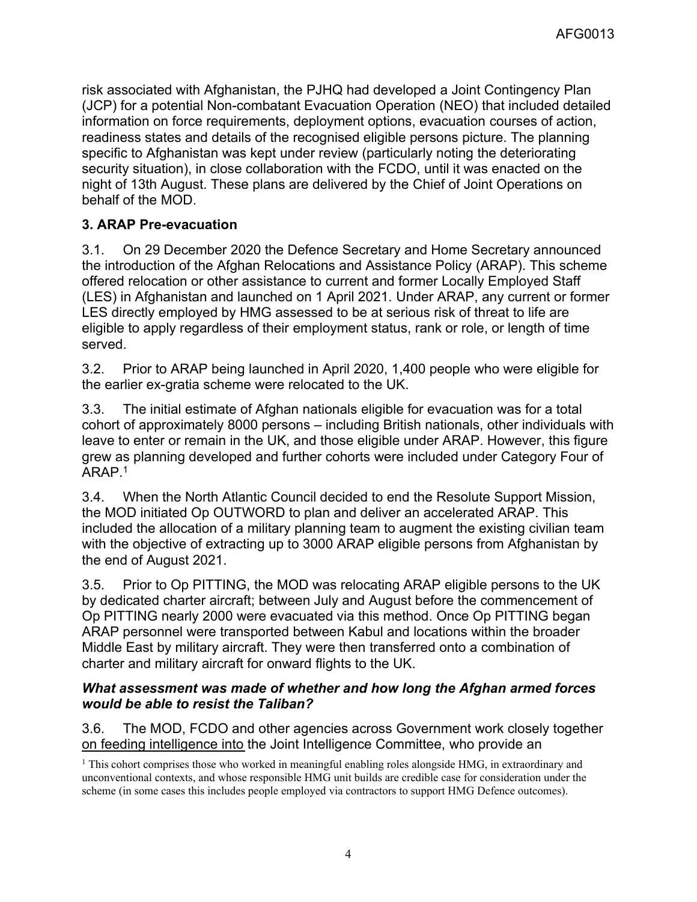risk associated with Afghanistan, the PJHQ had developed a Joint Contingency Plan (JCP) for a potential Non-combatant Evacuation Operation (NEO) that included detailed information on force requirements, deployment options, evacuation courses of action, readiness states and details of the recognised eligible persons picture. The planning specific to Afghanistan was kept under review (particularly noting the deteriorating security situation), in close collaboration with the FCDO, until it was enacted on the night of 13th August. These plans are delivered by the Chief of Joint Operations on behalf of the MOD.

### 3. ARAP Pre-evacuation

3.1. On 29 December 2020 the Defence Secretary and Home Secretary announced the introduction of the Afghan Relocations and Assistance Policy (ARAP). This scheme offered relocation or other assistance to current and former Locally Employed Staff (LES) in Afghanistan and launched on 1 April 2021. Under ARAP, any current or former LES directly employed by HMG assessed to be at serious risk of threat to life are eligible to apply regardless of their employment status, rank or role, or length of time served.

3.2. Prior to ARAP being launched in April 2020, 1,400 people who were eligible for the earlier ex-gratia scheme were relocated to the UK.

3.3. The initial estimate of Afghan nationals eligible for evacuation was for a total cohort of approximately 8000 persons – including British nationals, other individuals with leave to enter or remain in the UK, and those eligible under ARAP. However, this figure grew as planning developed and further cohorts were included under Category Four of ARAP.[1]

3.4. When the North Atlantic Council decided to end the Resolute Support Mission, the MOD initiated Op OUTWORD to plan and deliver an accelerated ARAP. This included the allocation of a military planning team to augment the existing civilian team with the objective of extracting up to 3000 ARAP eligible persons from Afghanistan by the end of August 2021.

3.5. Prior to Op PITTING, the MOD was relocating ARAP eligible persons to the UK by dedicated charter aircraft; between July and August before the commencement of Op PITTING nearly 2000 were evacuated via this method. Once Op PITTING began ARAP personnel were transported between Kabul and locations within the broader Middle East by military aircraft. They were then transferred onto a combination of charter and military aircraft for onward flights to the UK.

***What assessment was made of whether and how long the Afghan armed forces would be able to resist the Taliban?***

3.6. The MOD, FCDO and other agencies across Government work closely together <u>on feeding intelligence into</u> the Joint Intelligence Committee, who provide an

[1] This cohort comprises those who worked in meaningful enabling roles alongside HMG, in extraordinary and unconventional contexts, and whose responsible HMG unit builds are credible case for consideration under the scheme (in some cases this includes people employed via contractors to support HMG Defence outcomes).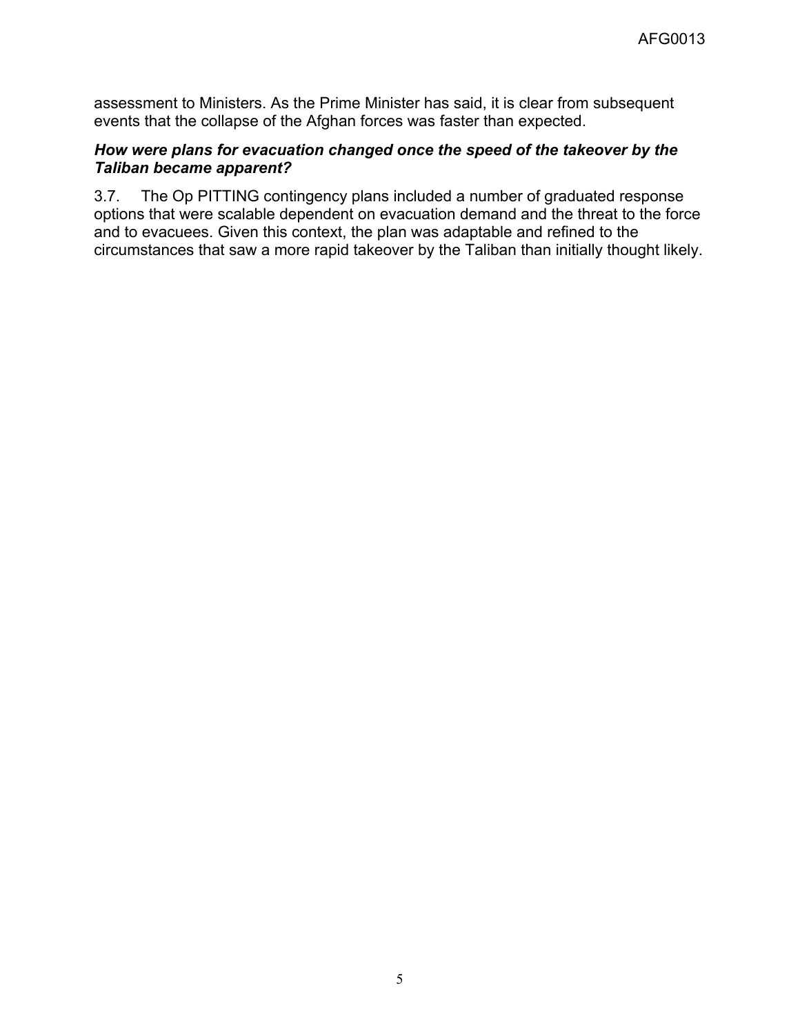assessment to Ministers. As the Prime Minister has said, it is clear from subsequent events that the collapse of the Afghan forces was faster than expected.

***How were plans for evacuation changed once the speed of the takeover by the Taliban became apparent?***

3.7. The Op PITTING contingency plans included a number of graduated response options that were scalable dependent on evacuation demand and the threat to the force and to evacuees. Given this context, the plan was adaptable and refined to the circumstances that saw a more rapid takeover by the Taliban than initially thought likely.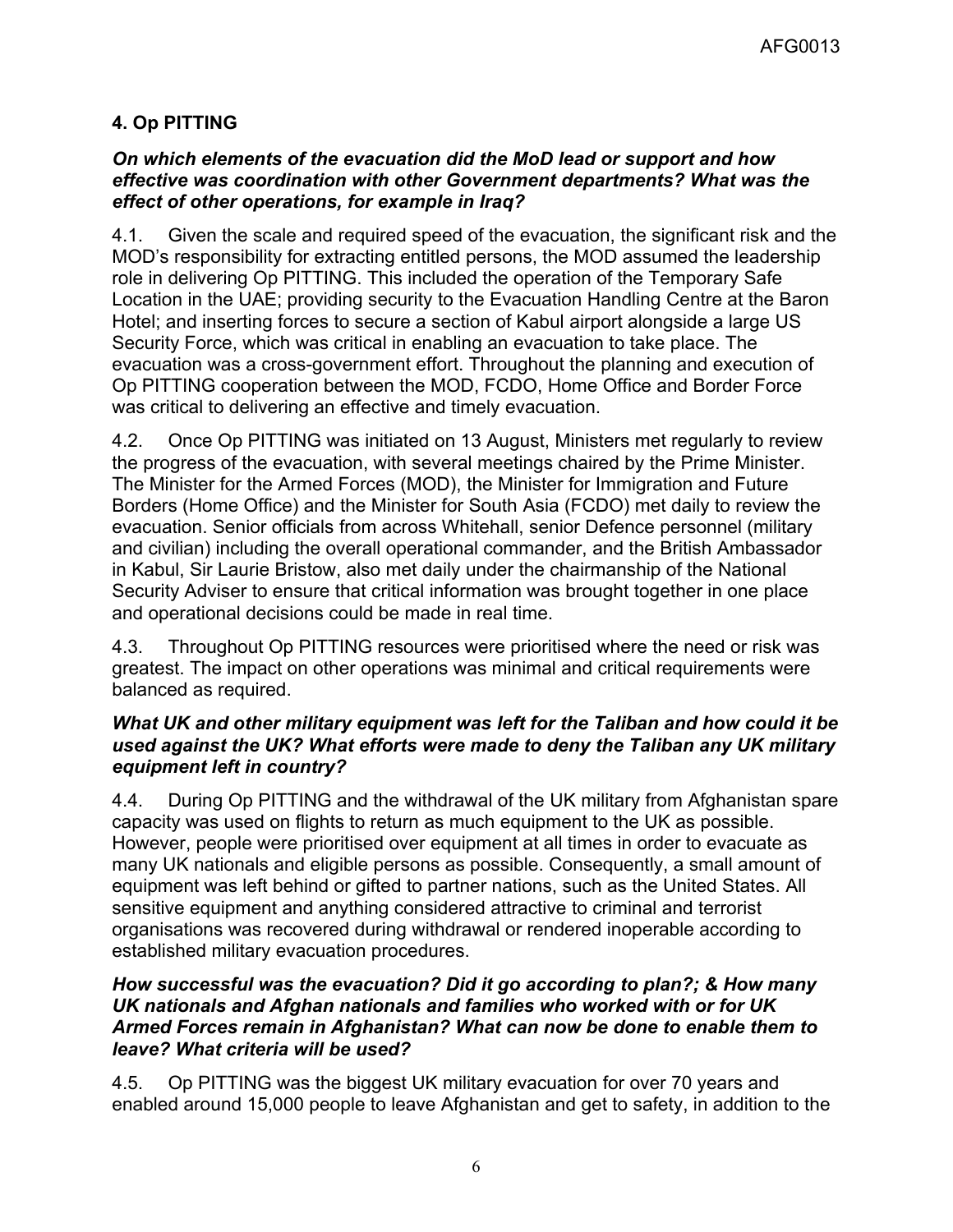## 4. Op PITTING

***On which elements of the evacuation did the MoD lead or support and how effective was coordination with other Government departments? What was the effect of other operations, for example in Iraq?***

4.1. Given the scale and required speed of the evacuation, the significant risk and the MOD's responsibility for extracting entitled persons, the MOD assumed the leadership role in delivering Op PITTING. This included the operation of the Temporary Safe Location in the UAE; providing security to the Evacuation Handling Centre at the Baron Hotel; and inserting forces to secure a section of Kabul airport alongside a large US Security Force, which was critical in enabling an evacuation to take place. The evacuation was a cross-government effort. Throughout the planning and execution of Op PITTING cooperation between the MOD, FCDO, Home Office and Border Force was critical to delivering an effective and timely evacuation.

4.2. Once Op PITTING was initiated on 13 August, Ministers met regularly to review the progress of the evacuation, with several meetings chaired by the Prime Minister. The Minister for the Armed Forces (MOD), the Minister for Immigration and Future Borders (Home Office) and the Minister for South Asia (FCDO) met daily to review the evacuation. Senior officials from across Whitehall, senior Defence personnel (military and civilian) including the overall operational commander, and the British Ambassador in Kabul, Sir Laurie Bristow, also met daily under the chairmanship of the National Security Adviser to ensure that critical information was brought together in one place and operational decisions could be made in real time.

4.3. Throughout Op PITTING resources were prioritised where the need or risk was greatest. The impact on other operations was minimal and critical requirements were balanced as required.

***What UK and other military equipment was left for the Taliban and how could it be used against the UK? What efforts were made to deny the Taliban any UK military equipment left in country?***

4.4. During Op PITTING and the withdrawal of the UK military from Afghanistan spare capacity was used on flights to return as much equipment to the UK as possible. However, people were prioritised over equipment at all times in order to evacuate as many UK nationals and eligible persons as possible. Consequently, a small amount of equipment was left behind or gifted to partner nations, such as the United States. All sensitive equipment and anything considered attractive to criminal and terrorist organisations was recovered during withdrawal or rendered inoperable according to established military evacuation procedures.

***How successful was the evacuation? Did it go according to plan?; & How many UK nationals and Afghan nationals and families who worked with or for UK Armed Forces remain in Afghanistan? What can now be done to enable them to leave? What criteria will be used?***

4.5. Op PITTING was the biggest UK military evacuation for over 70 years and enabled around 15,000 people to leave Afghanistan and get to safety, in addition to the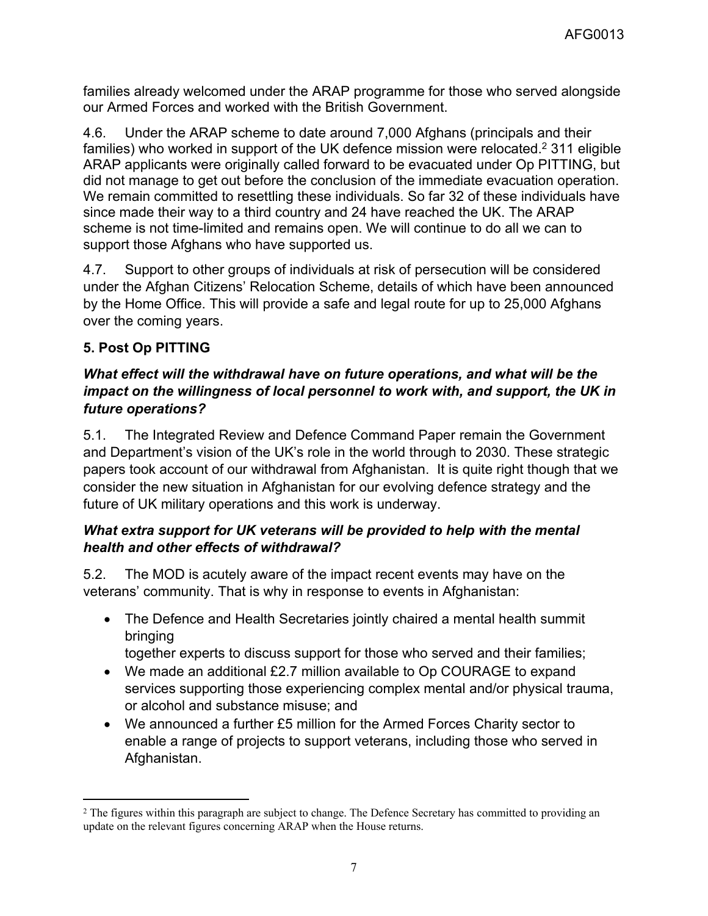families already welcomed under the ARAP programme for those who served alongside our Armed Forces and worked with the British Government.

4.6. Under the ARAP scheme to date around 7,000 Afghans (principals and their families) who worked in support of the UK defence mission were relocated.[2] 311 eligible ARAP applicants were originally called forward to be evacuated under Op PITTING, but did not manage to get out before the conclusion of the immediate evacuation operation. We remain committed to resettling these individuals. So far 32 of these individuals have since made their way to a third country and 24 have reached the UK. The ARAP scheme is not time-limited and remains open. We will continue to do all we can to support those Afghans who have supported us.

4.7. Support to other groups of individuals at risk of persecution will be considered under the Afghan Citizens' Relocation Scheme, details of which have been announced by the Home Office. This will provide a safe and legal route for up to 25,000 Afghans over the coming years.

## 5. Post Op PITTING

***What effect will the withdrawal have on future operations, and what will be the impact on the willingness of local personnel to work with, and support, the UK in future operations?***

5.1. The Integrated Review and Defence Command Paper remain the Government and Department's vision of the UK's role in the world through to 2030. These strategic papers took account of our withdrawal from Afghanistan. It is quite right though that we consider the new situation in Afghanistan for our evolving defence strategy and the future of UK military operations and this work is underway.

***What extra support for UK veterans will be provided to help with the mental health and other effects of withdrawal?***

5.2. The MOD is acutely aware of the impact recent events may have on the veterans' community. That is why in response to events in Afghanistan:

- The Defence and Health Secretaries jointly chaired a mental health summit bringing together experts to discuss support for those who served and their families;
- We made an additional £2.7 million available to Op COURAGE to expand services supporting those experiencing complex mental and/or physical trauma, or alcohol and substance misuse; and
- We announced a further £5 million for the Armed Forces Charity sector to enable a range of projects to support veterans, including those who served in Afghanistan.

[2] The figures within this paragraph are subject to change. The Defence Secretary has committed to providing an update on the relevant figures concerning ARAP when the House returns.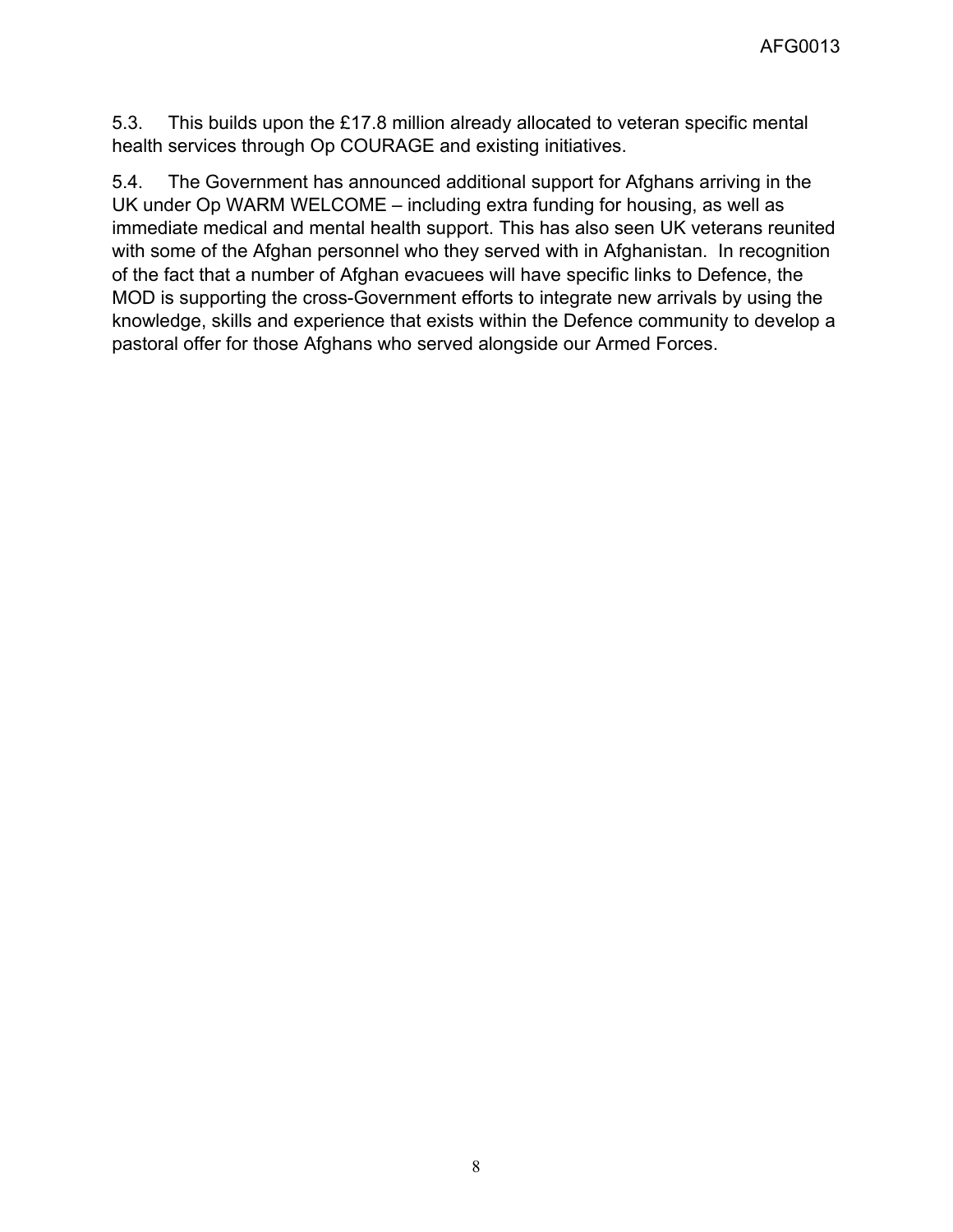5.3. This builds upon the £17.8 million already allocated to veteran specific mental health services through Op COURAGE and existing initiatives.

5.4. The Government has announced additional support for Afghans arriving in the UK under Op WARM WELCOME – including extra funding for housing, as well as immediate medical and mental health support. This has also seen UK veterans reunited with some of the Afghan personnel who they served with in Afghanistan. In recognition of the fact that a number of Afghan evacuees will have specific links to Defence, the MOD is supporting the cross-Government efforts to integrate new arrivals by using the knowledge, skills and experience that exists within the Defence community to develop a pastoral offer for those Afghans who served alongside our Armed Forces.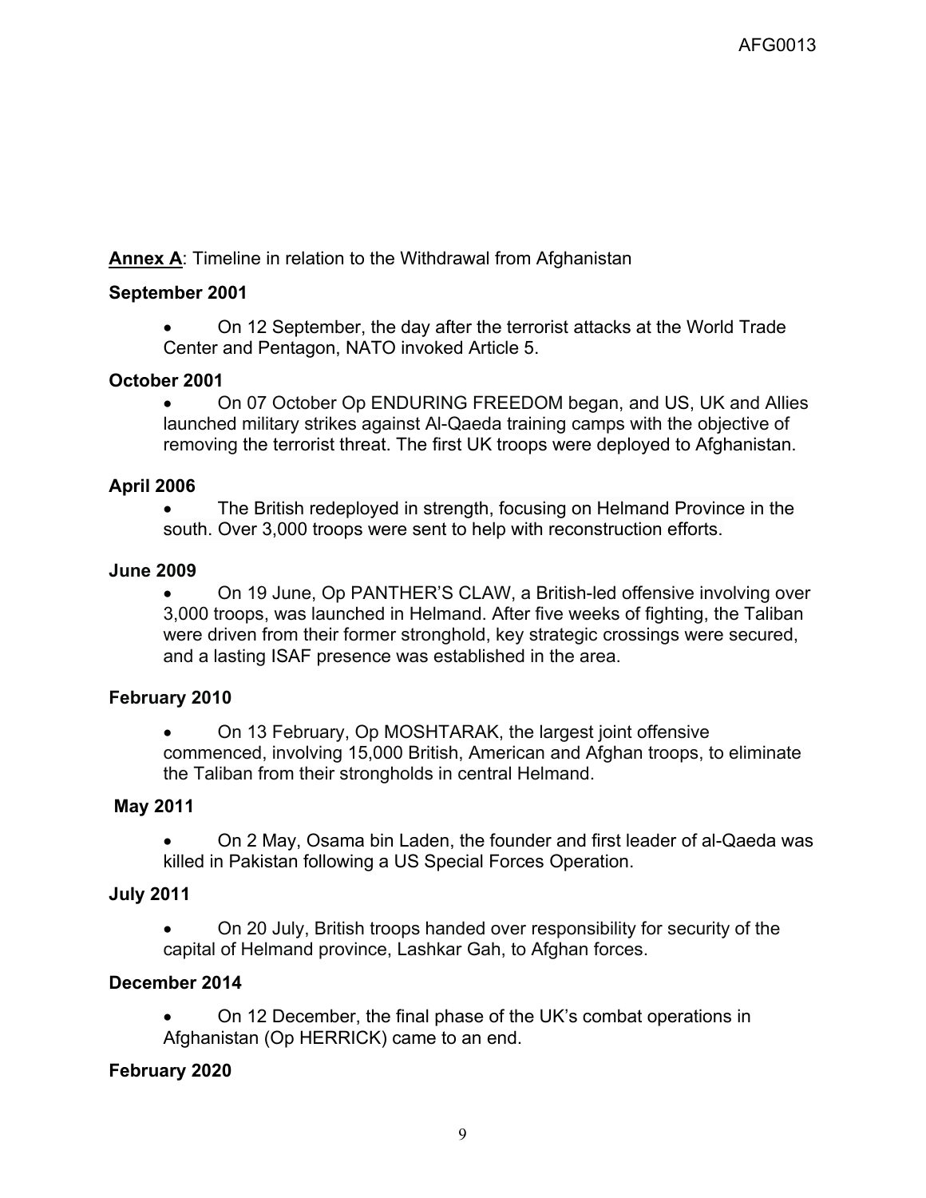**Annex A**: Timeline in relation to the Withdrawal from Afghanistan

**September 2001**

- On 12 September, the day after the terrorist attacks at the World Trade Center and Pentagon, NATO invoked Article 5.

**October 2001**

- On 07 October Op ENDURING FREEDOM began, and US, UK and Allies launched military strikes against Al-Qaeda training camps with the objective of removing the terrorist threat. The first UK troops were deployed to Afghanistan.

**April 2006**

- The British redeployed in strength, focusing on Helmand Province in the south. Over 3,000 troops were sent to help with reconstruction efforts.

**June 2009**

- On 19 June, Op PANTHER'S CLAW, a British-led offensive involving over 3,000 troops, was launched in Helmand. After five weeks of fighting, the Taliban were driven from their former stronghold, key strategic crossings were secured, and a lasting ISAF presence was established in the area.

**February 2010**

- On 13 February, Op MOSHTARAK, the largest joint offensive commenced, involving 15,000 British, American and Afghan troops, to eliminate the Taliban from their strongholds in central Helmand.

**May 2011**

- On 2 May, Osama bin Laden, the founder and first leader of al-Qaeda was killed in Pakistan following a US Special Forces Operation.

**July 2011**

- On 20 July, British troops handed over responsibility for security of the capital of Helmand province, Lashkar Gah, to Afghan forces.

**December 2014**

- On 12 December, the final phase of the UK's combat operations in Afghanistan (Op HERRICK) came to an end.

**February 2020**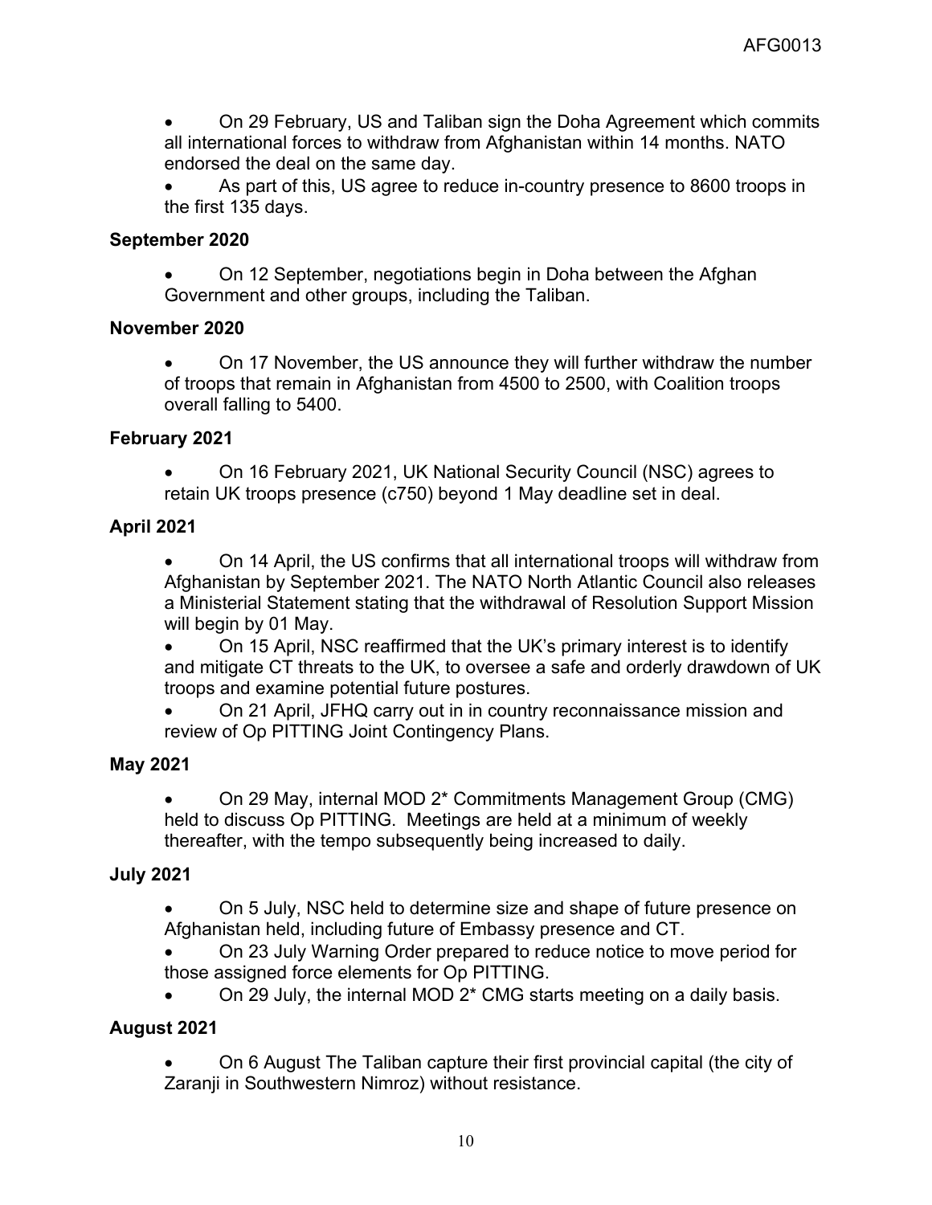- On 29 February, US and Taliban sign the Doha Agreement which commits all international forces to withdraw from Afghanistan within 14 months. NATO endorsed the deal on the same day.
- As part of this, US agree to reduce in-country presence to 8600 troops in the first 135 days.

**September 2020**

- On 12 September, negotiations begin in Doha between the Afghan Government and other groups, including the Taliban.

**November 2020**

- On 17 November, the US announce they will further withdraw the number of troops that remain in Afghanistan from 4500 to 2500, with Coalition troops overall falling to 5400.

**February 2021**

- On 16 February 2021, UK National Security Council (NSC) agrees to retain UK troops presence (c750) beyond 1 May deadline set in deal.

**April 2021**

- On 14 April, the US confirms that all international troops will withdraw from Afghanistan by September 2021. The NATO North Atlantic Council also releases a Ministerial Statement stating that the withdrawal of Resolution Support Mission will begin by 01 May.
- On 15 April, NSC reaffirmed that the UK's primary interest is to identify and mitigate CT threats to the UK, to oversee a safe and orderly drawdown of UK troops and examine potential future postures.
- On 21 April, JFHQ carry out in in country reconnaissance mission and review of Op PITTING Joint Contingency Plans.

**May 2021**

- On 29 May, internal MOD 2* Commitments Management Group (CMG) held to discuss Op PITTING. Meetings are held at a minimum of weekly thereafter, with the tempo subsequently being increased to daily.

**July 2021**

- On 5 July, NSC held to determine size and shape of future presence on Afghanistan held, including future of Embassy presence and CT.
- On 23 July Warning Order prepared to reduce notice to move period for those assigned force elements for Op PITTING.
- On 29 July, the internal MOD 2* CMG starts meeting on a daily basis.

**August 2021**

- On 6 August The Taliban capture their first provincial capital (the city of Zaranji in Southwestern Nimroz) without resistance.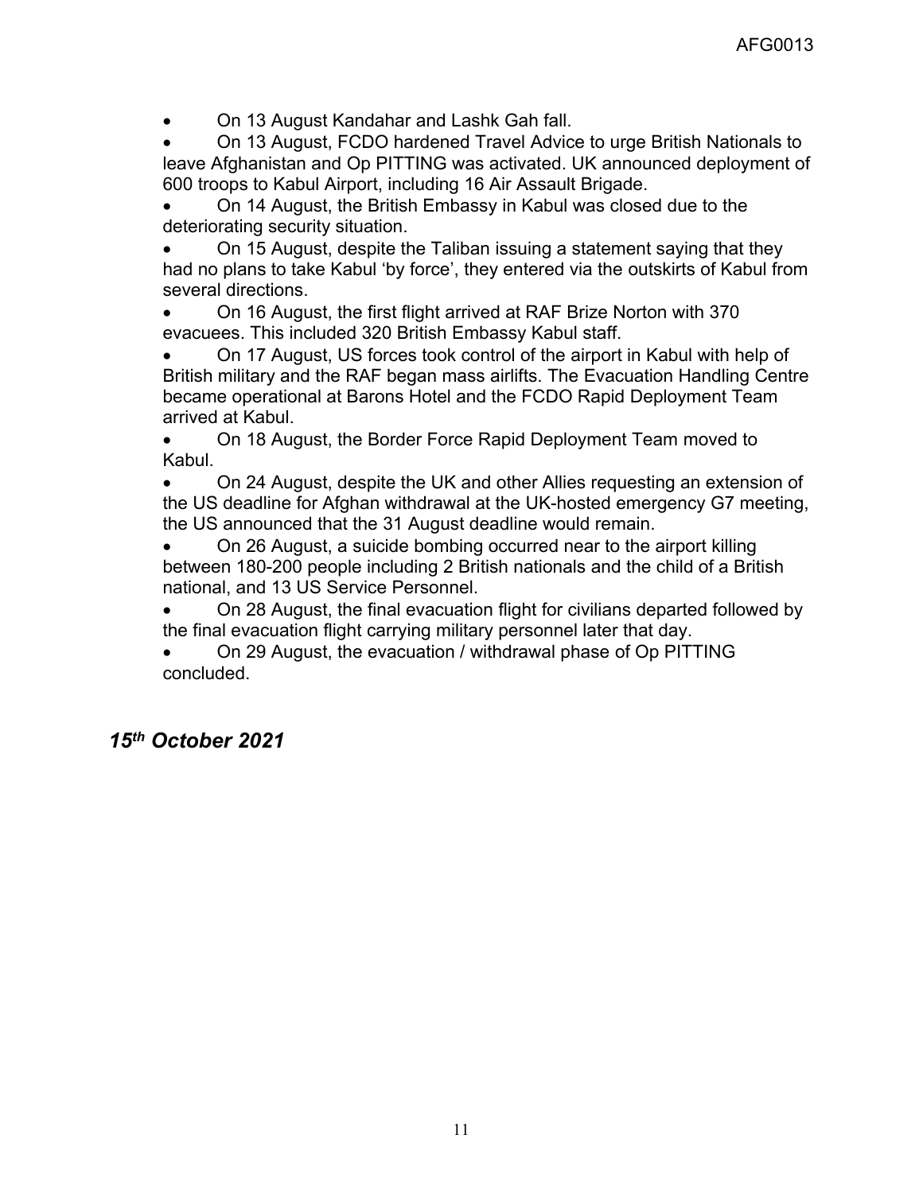- On 13 August Kandahar and Lashk Gah fall.
- On 13 August, FCDO hardened Travel Advice to urge British Nationals to leave Afghanistan and Op PITTING was activated. UK announced deployment of 600 troops to Kabul Airport, including 16 Air Assault Brigade.
- On 14 August, the British Embassy in Kabul was closed due to the deteriorating security situation.
- On 15 August, despite the Taliban issuing a statement saying that they had no plans to take Kabul 'by force', they entered via the outskirts of Kabul from several directions.
- On 16 August, the first flight arrived at RAF Brize Norton with 370 evacuees. This included 320 British Embassy Kabul staff.
- On 17 August, US forces took control of the airport in Kabul with help of British military and the RAF began mass airlifts. The Evacuation Handling Centre became operational at Barons Hotel and the FCDO Rapid Deployment Team arrived at Kabul.
- On 18 August, the Border Force Rapid Deployment Team moved to Kabul.
- On 24 August, despite the UK and other Allies requesting an extension of the US deadline for Afghan withdrawal at the UK-hosted emergency G7 meeting, the US announced that the 31 August deadline would remain.
- On 26 August, a suicide bombing occurred near to the airport killing between 180-200 people including 2 British nationals and the child of a British national, and 13 US Service Personnel.
- On 28 August, the final evacuation flight for civilians departed followed by the final evacuation flight carrying military personnel later that day.
- On 29 August, the evacuation / withdrawal phase of Op PITTING concluded.

***15th October 2021***